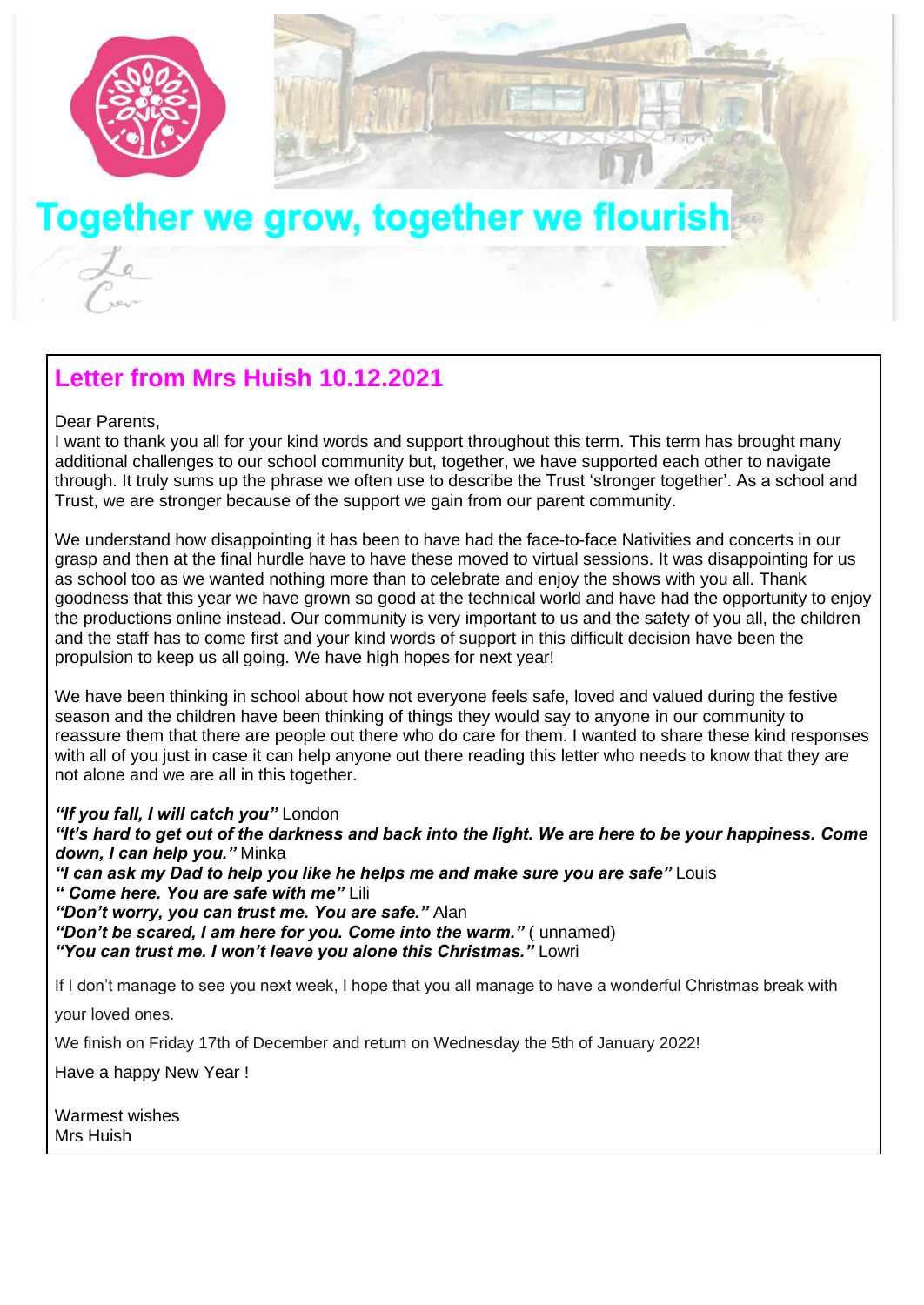# Together we grow, together we flourish

## Letter from Mrs Huish 10.12.2021

Dear Parents,
I want to thank you all for your kind words and support throughout this term. This term has brought many additional challenges to our school community but, together, we have supported each other to navigate through. It truly sums up the phrase we often use to describe the Trust 'stronger together'. As a school and Trust, we are stronger because of the support we gain from our parent community.

We understand how disappointing it has been to have had the face-to-face Nativities and concerts in our grasp and then at the final hurdle have to have these moved to virtual sessions. It was disappointing for us as school too as we wanted nothing more than to celebrate and enjoy the shows with you all. Thank goodness that this year we have grown so good at the technical world and have had the opportunity to enjoy the productions online instead. Our community is very important to us and the safety of you all, the children and the staff has to come first and your kind words of support in this difficult decision have been the propulsion to keep us all going. We have high hopes for next year!

We have been thinking in school about how not everyone feels safe, loved and valued during the festive season and the children have been thinking of things they would say to anyone in our community to reassure them that there are people out there who do care for them. I wanted to share these kind responses with all of you just in case it can help anyone out there reading this letter who needs to know that they are not alone and we are all in this together.

***"If you fall, I will catch you"*** London
***"It's hard to get out of the darkness and back into the light. We are here to be your happiness. Come down, I can help you."*** Minka
***"I can ask my Dad to help you like he helps me and make sure you are safe"*** Louis
***" Come here. You are safe with me"*** Lili
***"Don't worry, you can trust me. You are safe."*** Alan
***"Don't be scared, I am here for you. Come into the warm."*** ( unnamed)
***"You can trust me. I won't leave you alone this Christmas."*** Lowri

If I don't manage to see you next week, I hope that you all manage to have a wonderful Christmas break with your loved ones.

We finish on Friday 17th of December and return on Wednesday the 5th of January 2022!

Have a happy New Year !

Warmest wishes
Mrs Huish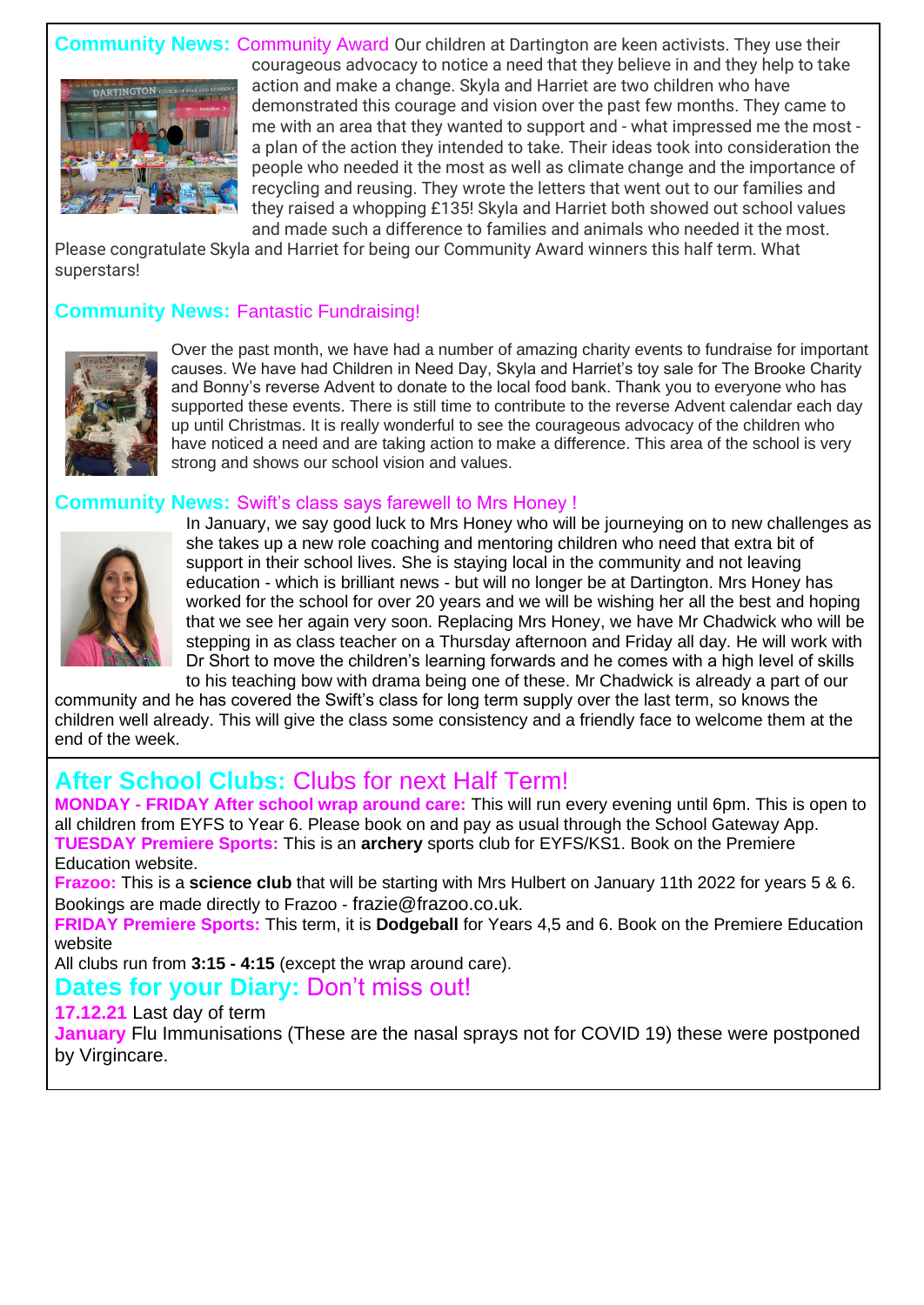## Community News: Community Award

Our children at Dartington are keen activists. They use their courageous advocacy to notice a need that they believe in and they help to take action and make a change. Skyla and Harriet are two children who have demonstrated this courage and vision over the past few months. They came to me with an area that they wanted to support and - what impressed me the most - a plan of the action they intended to take. Their ideas took into consideration the people who needed it the most as well as climate change and the importance of recycling and reusing. They wrote the letters that went out to our families and they raised a whopping £135! Skyla and Harriet both showed out school values and made such a difference to families and animals who needed it the most. Please congratulate Skyla and Harriet for being our Community Award winners this half term. What superstars!

## Community News: Fantastic Fundraising!

Over the past month, we have had a number of amazing charity events to fundraise for important causes. We have had Children in Need Day, Skyla and Harriet's toy sale for The Brooke Charity and Bonny's reverse Advent to donate to the local food bank. Thank you to everyone who has supported these events. There is still time to contribute to the reverse Advent calendar each day up until Christmas. It is really wonderful to see the courageous advocacy of the children who have noticed a need and are taking action to make a difference. This area of the school is very strong and shows our school vision and values.

## Community News: Swift's class says farewell to Mrs Honey !

In January, we say good luck to Mrs Honey who will be journeying on to new challenges as she takes up a new role coaching and mentoring children who need that extra bit of support in their school lives. She is staying local in the community and not leaving education - which is brilliant news - but will no longer be at Dartington. Mrs Honey has worked for the school for over 20 years and we will be wishing her all the best and hoping that we see her again very soon. Replacing Mrs Honey, we have Mr Chadwick who will be stepping in as class teacher on a Thursday afternoon and Friday all day. He will work with Dr Short to move the children's learning forwards and he comes with a high level of skills to his teaching bow with drama being one of these. Mr Chadwick is already a part of our community and he has covered the Swift's class for long term supply over the last term, so knows the children well already. This will give the class some consistency and a friendly face to welcome them at the end of the week.

## After School Clubs: Clubs for next Half Term!

**MONDAY - FRIDAY After school wrap around care:** This will run every evening until 6pm. This is open to all children from EYFS to Year 6. Please book on and pay as usual through the School Gateway App.

**TUESDAY Premiere Sports:** This is an **archery** sports club for EYFS/KS1. Book on the Premiere Education website.

**Frazoo:** This is a **science club** that will be starting with Mrs Hulbert on January 11th 2022 for years 5 & 6. Bookings are made directly to Frazoo - frazie@frazoo.co.uk.

**FRIDAY Premiere Sports:** This term, it is **Dodgeball** for Years 4,5 and 6. Book on the Premiere Education website

All clubs run from **3:15 - 4:15** (except the wrap around care).

## Dates for your Diary: Don't miss out!

**17.12.21** Last day of term

**January** Flu Immunisations (These are the nasal sprays not for COVID 19) these were postponed by Virgincare.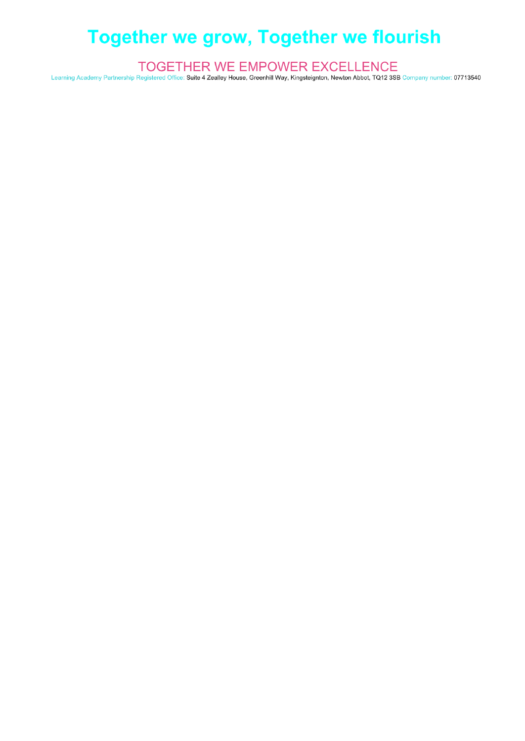# Together we grow, Together we flourish

TOGETHER WE EMPOWER EXCELLENCE

Learning Academy Partnership Registered Office: Suite 4 Zealley House, Greenhill Way, Kingsteignton, Newton Abbot, TQ12 3SB Company number: 07713540